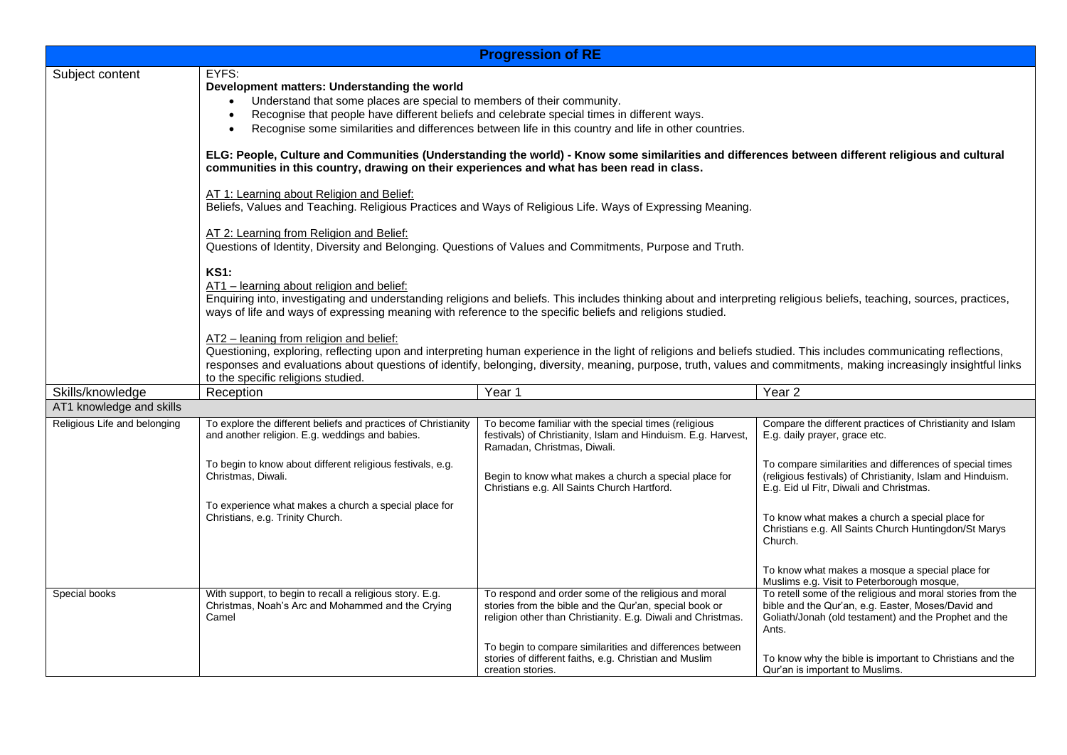| Progression of RE | | | |
|---|---|---|---|
| Subject content | EYFS:<br>**Development matters: Understanding the world**<br>• Understand that some places are special to members of their community.<br>• Recognise that people have different beliefs and celebrate special times in different ways.<br>• Recognise some similarities and differences between life in this country and life in other countries.<br><br>**ELG: People, Culture and Communities (Understanding the world) - Know some similarities and differences between different religious and cultural communities in this country, drawing on their experiences and what has been read in class.**<br><br>AT 1: Learning about Religion and Belief:<br>Beliefs, Values and Teaching. Religious Practices and Ways of Religious Life. Ways of Expressing Meaning.<br><br>AT 2: Learning from Religion and Belief:<br>Questions of Identity, Diversity and Belonging. Questions of Values and Commitments, Purpose and Truth.<br><br>**KS1:**<br>AT1 – learning about religion and belief:<br>Enquiring into, investigating and understanding religions and beliefs. This includes thinking about and interpreting religious beliefs, teaching, sources, practices, ways of life and ways of expressing meaning with reference to the specific beliefs and religions studied.<br><br>AT2 – leaning from religion and belief:<br>Questioning, exploring, reflecting upon and interpreting human experience in the light of religions and beliefs studied. This includes communicating reflections, responses and evaluations about questions of identify, belonging, diversity, meaning, purpose, truth, values and commitments, making increasingly insightful links to the specific religions studied. | | |
| Skills/knowledge | Reception | Year 1 | Year 2 |
| AT1 knowledge and skills | | | |
| Religious Life and belonging | To explore the different beliefs and practices of Christianity and another religion. E.g. weddings and babies.<br><br>To begin to know about different religious festivals, e.g. Christmas, Diwali.<br><br>To experience what makes a church a special place for Christians, e.g. Trinity Church. | To become familiar with the special times (religious festivals) of Christianity, Islam and Hinduism. E.g. Harvest, Ramadan, Christmas, Diwali.<br><br>Begin to know what makes a church a special place for Christians e.g. All Saints Church Hartford. | Compare the different practices of Christianity and Islam E.g. daily prayer, grace etc.<br><br>To compare similarities and differences of special times (religious festivals) of Christianity, Islam and Hinduism. E.g. Eid ul Fitr, Diwali and Christmas.<br><br>To know what makes a church a special place for Christians e.g. All Saints Church Huntingdon/St Marys Church.<br><br>To know what makes a mosque a special place for Muslims e.g. Visit to Peterborough mosque, |
| Special books | With support, to begin to recall a religious story. E.g. Christmas, Noah's Arc and Mohammed and the Crying Camel | To respond and order some of the religious and moral stories from the bible and the Qur'an, special book or religion other than Christianity. E.g. Diwali and Christmas.<br><br>To begin to compare similarities and differences between stories of different faiths, e.g. Christian and Muslim creation stories. | To retell some of the religious and moral stories from the bible and the Qur'an, e.g. Easter, Moses/David and Goliath/Jonah (old testament) and the Prophet and the Ants.<br><br>To know why the bible is important to Christians and the Qur'an is important to Muslims. |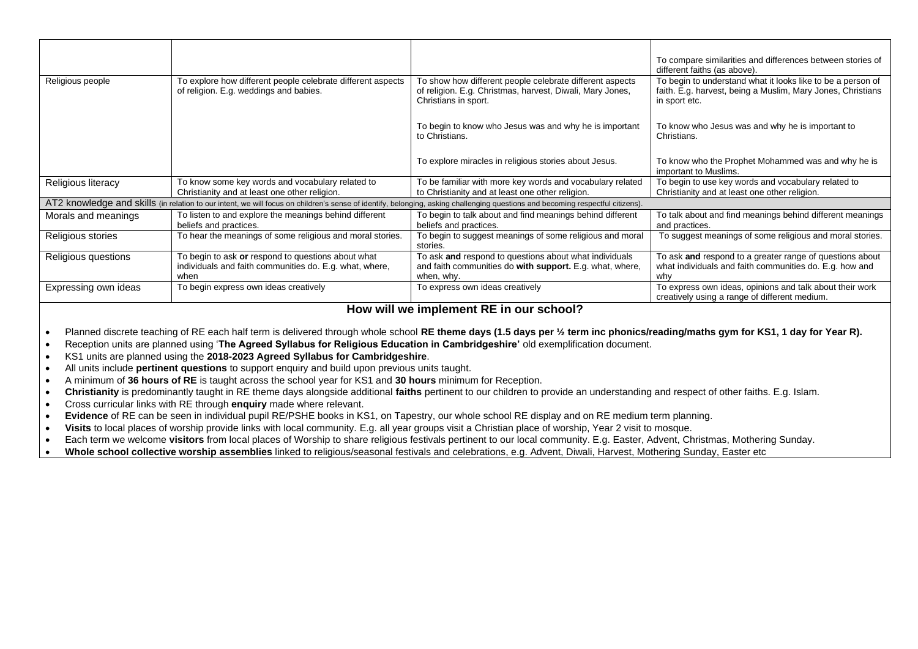| | | | |
|---|---|---|---|
| | | | To compare similarities and differences between stories of different faiths (as above). |
| Religious people | To explore how different people celebrate different aspects of religion. E.g. weddings and babies. | To show how different people celebrate different aspects of religion. E.g. Christmas, harvest, Diwali, Mary Jones, Christians in sport.<br><br>To begin to know who Jesus was and why he is important to Christians.<br><br>To explore miracles in religious stories about Jesus. | To begin to understand what it looks like to be a person of faith. E.g. harvest, being a Muslim, Mary Jones, Christians in sport etc.<br><br>To know who Jesus was and why he is important to Christians.<br><br>To know who the Prophet Mohammed was and why he is important to Muslims. |
| Religious literacy | To know some key words and vocabulary related to Christianity and at least one other religion. | To be familiar with more key words and vocabulary related to Christianity and at least one other religion. | To begin to use key words and vocabulary related to Christianity and at least one other religion. |
| AT2 knowledge and skills (in relation to our intent, we will focus on children's sense of identify, belonging, asking challenging questions and becoming respectful citizens). | | | |
| Morals and meanings | To listen to and explore the meanings behind different beliefs and practices. | To begin to talk about and find meanings behind different beliefs and practices. | To talk about and find meanings behind different meanings and practices. |
| Religious stories | To hear the meanings of some religious and moral stories. | To begin to suggest meanings of some religious and moral stories. | To suggest meanings of some religious and moral stories. |
| Religious questions | To begin to ask **or** respond to questions about what individuals and faith communities do. E.g. what, where, when | To ask **and** respond to questions about what individuals and faith communities do **with support.** E.g. what, where, when, why. | To ask **and** respond to a greater range of questions about what individuals and faith communities do. E.g. how and why |
| Expressing own ideas | To begin express own ideas creatively | To express own ideas creatively | To express own ideas, opinions and talk about their work creatively using a range of different medium. |

## How will we implement RE in our school?

- Planned discrete teaching of RE each half term is delivered through whole school **RE theme days (1.5 days per ½ term inc phonics/reading/maths gym for KS1, 1 day for Year R).**
- Reception units are planned using '**The Agreed Syllabus for Religious Education in Cambridgeshire'** old exemplification document.
- KS1 units are planned using the **2018-2023 Agreed Syllabus for Cambridgeshire**.
- All units include **pertinent questions** to support enquiry and build upon previous units taught.
- A minimum of **36 hours of RE** is taught across the school year for KS1 and **30 hours** minimum for Reception.
- **Christianity** is predominantly taught in RE theme days alongside additional **faiths** pertinent to our children to provide an understanding and respect of other faiths. E.g. Islam.
- Cross curricular links with RE through **enquiry** made where relevant.
- **Evidence** of RE can be seen in individual pupil RE/PSHE books in KS1, on Tapestry, our whole school RE display and on RE medium term planning.
- **Visits** to local places of worship provide links with local community. E.g. all year groups visit a Christian place of worship, Year 2 visit to mosque.
- Each term we welcome **visitors** from local places of Worship to share religious festivals pertinent to our local community. E.g. Easter, Advent, Christmas, Mothering Sunday.
- **Whole school collective worship assemblies** linked to religious/seasonal festivals and celebrations, e.g. Advent, Diwali, Harvest, Mothering Sunday, Easter etc